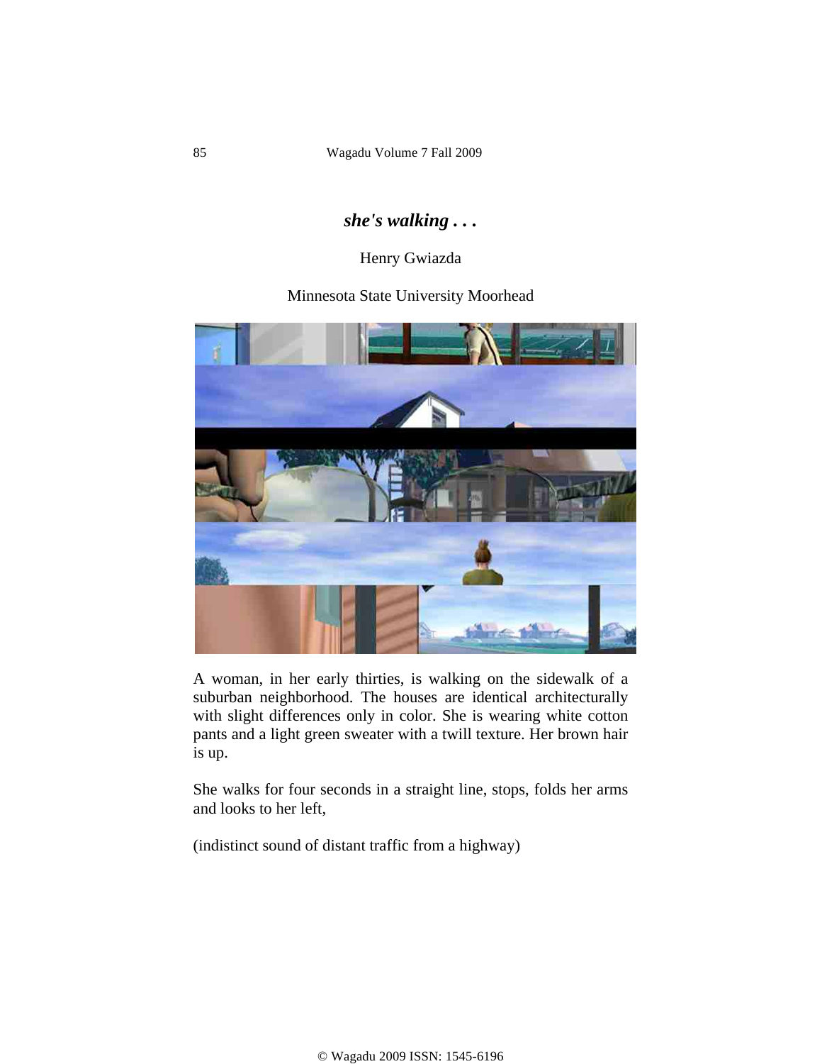# *she's walking . . .*

Henry Gwiazda

Minnesota State University Moorhead

A woman, in her early thirties, is walking on the sidewalk of a suburban neighborhood. The houses are identical architecturally with slight differences only in color. She is wearing white cotton pants and a light green sweater with a twill texture. Her brown hair is up.

She walks for four seconds in a straight line, stops, folds her arms and looks to her left,

(indistinct sound of distant traffic from a highway)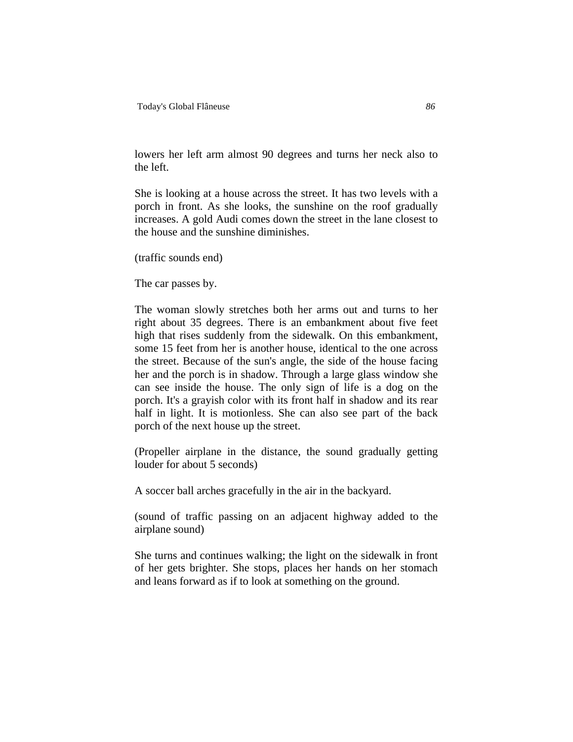lowers her left arm almost 90 degrees and turns her neck also to the left.

She is looking at a house across the street. It has two levels with a porch in front. As she looks, the sunshine on the roof gradually increases. A gold Audi comes down the street in the lane closest to the house and the sunshine diminishes.

(traffic sounds end)

The car passes by.

The woman slowly stretches both her arms out and turns to her right about 35 degrees. There is an embankment about five feet high that rises suddenly from the sidewalk. On this embankment, some 15 feet from her is another house, identical to the one across the street. Because of the sun's angle, the side of the house facing her and the porch is in shadow. Through a large glass window she can see inside the house. The only sign of life is a dog on the porch. It's a grayish color with its front half in shadow and its rear half in light. It is motionless. She can also see part of the back porch of the next house up the street.

(Propeller airplane in the distance, the sound gradually getting louder for about 5 seconds)

A soccer ball arches gracefully in the air in the backyard.

(sound of traffic passing on an adjacent highway added to the airplane sound)

She turns and continues walking; the light on the sidewalk in front of her gets brighter. She stops, places her hands on her stomach and leans forward as if to look at something on the ground.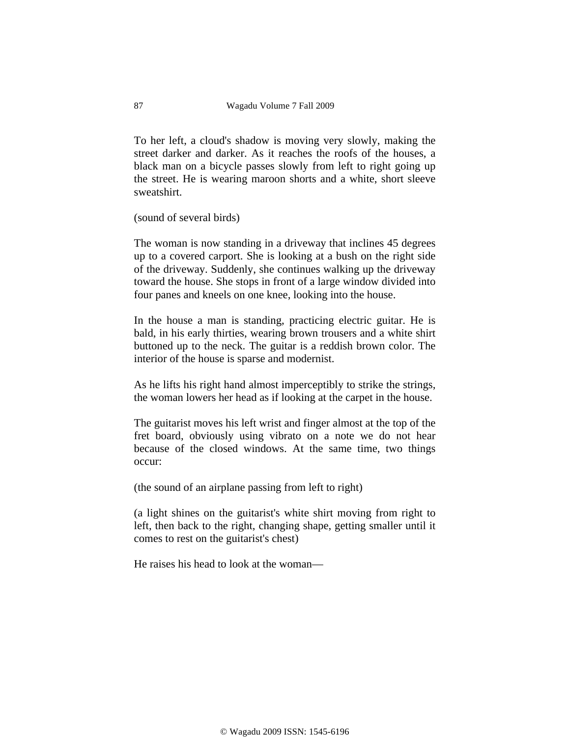To her left, a cloud's shadow is moving very slowly, making the street darker and darker. As it reaches the roofs of the houses, a black man on a bicycle passes slowly from left to right going up the street. He is wearing maroon shorts and a white, short sleeve sweatshirt.

(sound of several birds)

The woman is now standing in a driveway that inclines 45 degrees up to a covered carport. She is looking at a bush on the right side of the driveway. Suddenly, she continues walking up the driveway toward the house. She stops in front of a large window divided into four panes and kneels on one knee, looking into the house.

In the house a man is standing, practicing electric guitar. He is bald, in his early thirties, wearing brown trousers and a white shirt buttoned up to the neck. The guitar is a reddish brown color. The interior of the house is sparse and modernist.

As he lifts his right hand almost imperceptibly to strike the strings, the woman lowers her head as if looking at the carpet in the house.

The guitarist moves his left wrist and finger almost at the top of the fret board, obviously using vibrato on a note we do not hear because of the closed windows. At the same time, two things occur:

(the sound of an airplane passing from left to right)

(a light shines on the guitarist's white shirt moving from right to left, then back to the right, changing shape, getting smaller until it comes to rest on the guitarist's chest)

He raises his head to look at the woman—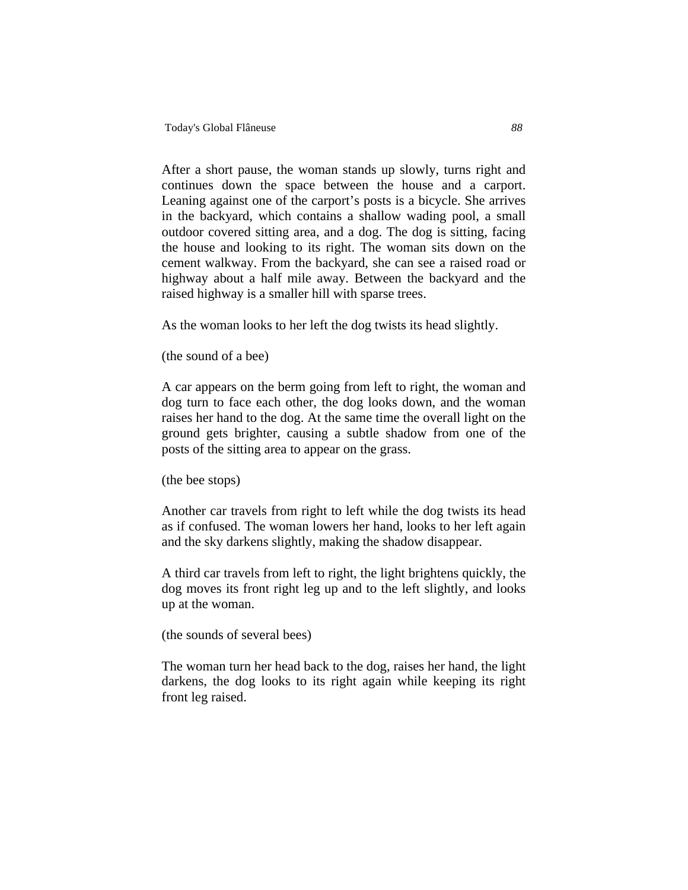After a short pause, the woman stands up slowly, turns right and continues down the space between the house and a carport. Leaning against one of the carport's posts is a bicycle. She arrives in the backyard, which contains a shallow wading pool, a small outdoor covered sitting area, and a dog. The dog is sitting, facing the house and looking to its right. The woman sits down on the cement walkway. From the backyard, she can see a raised road or highway about a half mile away. Between the backyard and the raised highway is a smaller hill with sparse trees.

As the woman looks to her left the dog twists its head slightly.

(the sound of a bee)

A car appears on the berm going from left to right, the woman and dog turn to face each other, the dog looks down, and the woman raises her hand to the dog. At the same time the overall light on the ground gets brighter, causing a subtle shadow from one of the posts of the sitting area to appear on the grass.

(the bee stops)

Another car travels from right to left while the dog twists its head as if confused. The woman lowers her hand, looks to her left again and the sky darkens slightly, making the shadow disappear.

A third car travels from left to right, the light brightens quickly, the dog moves its front right leg up and to the left slightly, and looks up at the woman.

(the sounds of several bees)

The woman turn her head back to the dog, raises her hand, the light darkens, the dog looks to its right again while keeping its right front leg raised.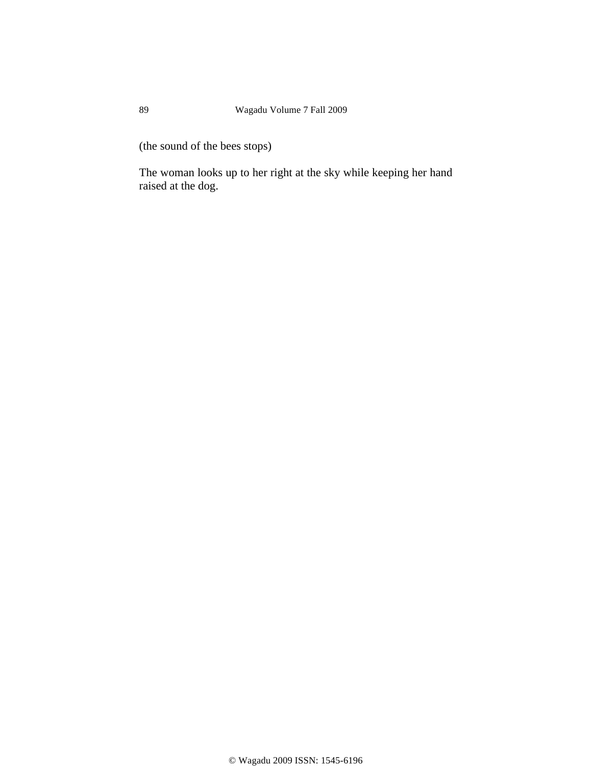(the sound of the bees stops)

The woman looks up to her right at the sky while keeping her hand raised at the dog.